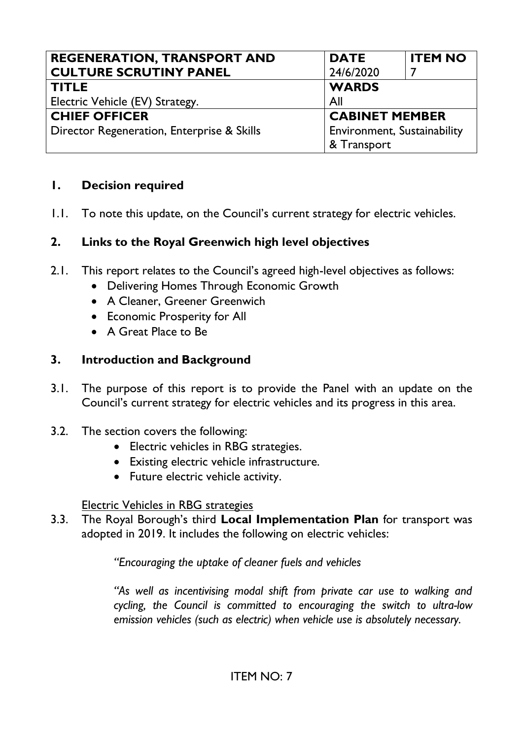| REGENERATION, TRANSPORT AND CULTURE SCRUTINY PANEL | DATE 24/6/2020 | ITEM NO 7 |
| --- | --- | --- |
| **TITLE** Electric Vehicle (EV) Strategy. | **WARDS** All | |
| **CHIEF OFFICER** Director Regeneration, Enterprise & Skills | **CABINET MEMBER** Environment, Sustainability & Transport | |

## 1. Decision required

1.1. To note this update, on the Council's current strategy for electric vehicles.

## 2. Links to the Royal Greenwich high level objectives

2.1. This report relates to the Council's agreed high-level objectives as follows:

- Delivering Homes Through Economic Growth
- A Cleaner, Greener Greenwich
- Economic Prosperity for All
- A Great Place to Be

## 3. Introduction and Background

3.1. The purpose of this report is to provide the Panel with an update on the Council's current strategy for electric vehicles and its progress in this area.

3.2. The section covers the following:

- Electric vehicles in RBG strategies.
- Existing electric vehicle infrastructure.
- Future electric vehicle activity.

Electric Vehicles in RBG strategies

3.3. The Royal Borough's third **Local Implementation Plan** for transport was adopted in 2019. It includes the following on electric vehicles:

*"Encouraging the uptake of cleaner fuels and vehicles*

*"As well as incentivising modal shift from private car use to walking and cycling, the Council is committed to encouraging the switch to ultra-low emission vehicles (such as electric) when vehicle use is absolutely necessary.*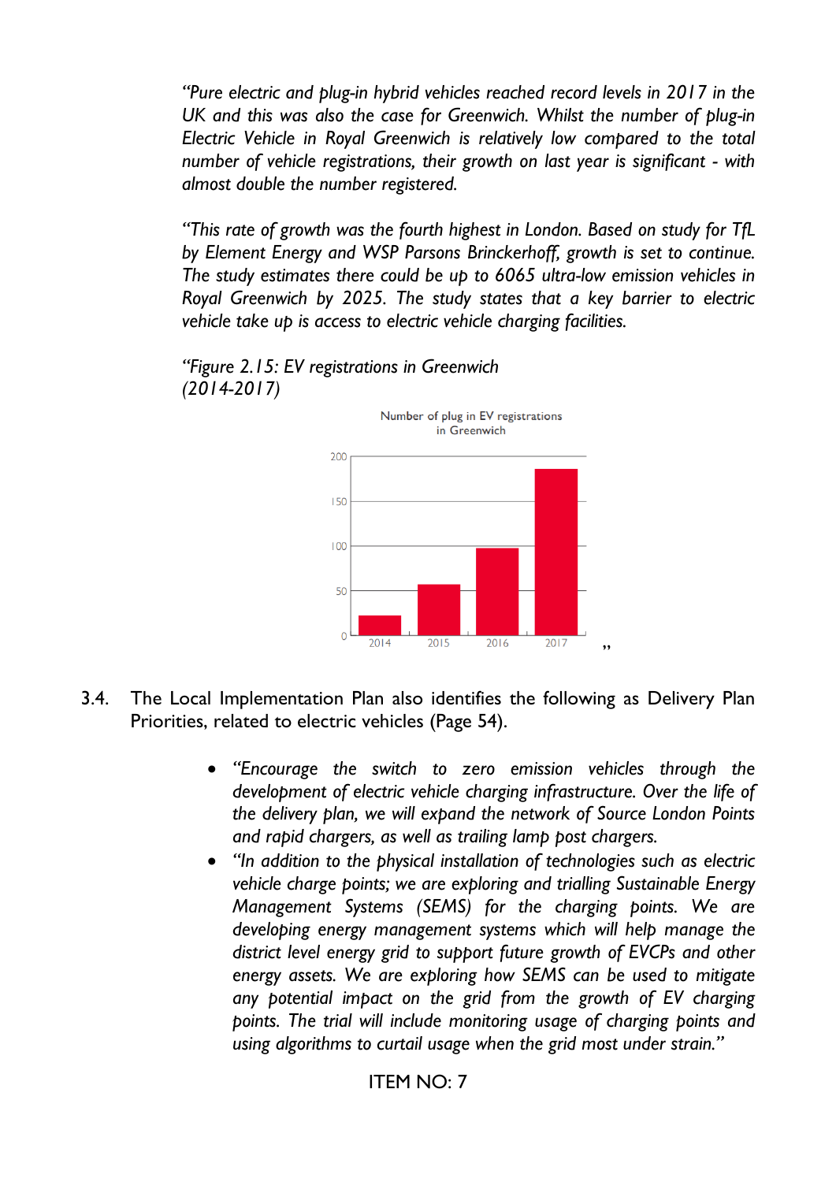*"Pure electric and plug-in hybrid vehicles reached record levels in 2017 in the UK and this was also the case for Greenwich. Whilst the number of plug-in Electric Vehicle in Royal Greenwich is relatively low compared to the total number of vehicle registrations, their growth on last year is significant - with almost double the number registered.*

*"This rate of growth was the fourth highest in London. Based on study for TfL by Element Energy and WSP Parsons Brinckerhoff, growth is set to continue. The study estimates there could be up to 6065 ultra-low emission vehicles in Royal Greenwich by 2025. The study states that a key barrier to electric vehicle take up is access to electric vehicle charging facilities.*

*"Figure 2.15: EV registrations in Greenwich (2014-2017)*

Number of plug in EV registrations in Greenwich

| Year | Registrations (approx.) |
|---|---|
| 2014 | 22 |
| 2015 | 57 |
| 2016 | 97 |
| 2017 | 185 |

"

3.4. The Local Implementation Plan also identifies the following as Delivery Plan Priorities, related to electric vehicles (Page 54).

- *"Encourage the switch to zero emission vehicles through the development of electric vehicle charging infrastructure. Over the life of the delivery plan, we will expand the network of Source London Points and rapid chargers, as well as trailing lamp post chargers.*
- *"In addition to the physical installation of technologies such as electric vehicle charge points; we are exploring and trialling Sustainable Energy Management Systems (SEMS) for the charging points. We are developing energy management systems which will help manage the district level energy grid to support future growth of EVCPs and other energy assets. We are exploring how SEMS can be used to mitigate any potential impact on the grid from the growth of EV charging points. The trial will include monitoring usage of charging points and using algorithms to curtail usage when the grid most under strain."*

ITEM NO: 7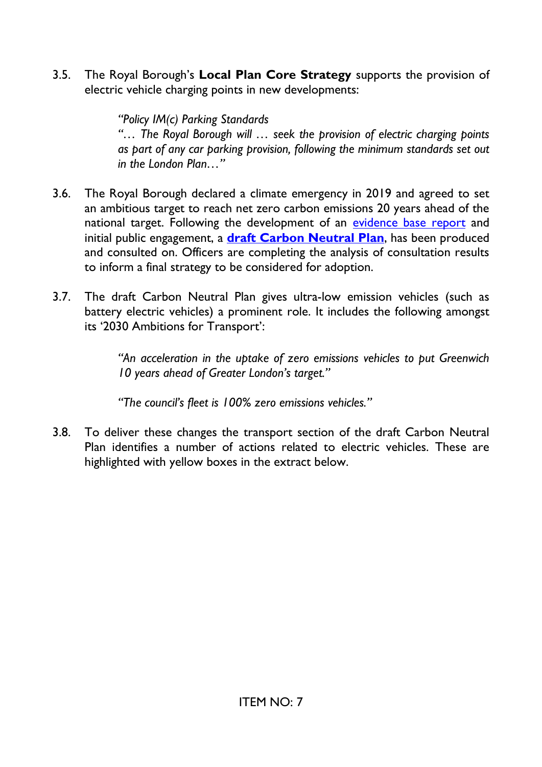3.5. The Royal Borough's **Local Plan Core Strategy** supports the provision of electric vehicle charging points in new developments:

> *"Policy IM(c) Parking Standards*
> *"… The Royal Borough will … seek the provision of electric charging points as part of any car parking provision, following the minimum standards set out in the London Plan…"*

3.6. The Royal Borough declared a climate emergency in 2019 and agreed to set an ambitious target to reach net zero carbon emissions 20 years ahead of the national target. Following the development of an evidence base report and initial public engagement, a **draft Carbon Neutral Plan**, has been produced and consulted on. Officers are completing the analysis of consultation results to inform a final strategy to be considered for adoption.

3.7. The draft Carbon Neutral Plan gives ultra-low emission vehicles (such as battery electric vehicles) a prominent role. It includes the following amongst its '2030 Ambitions for Transport':

> *"An acceleration in the uptake of zero emissions vehicles to put Greenwich 10 years ahead of Greater London's target."*
>
> *"The council's fleet is 100% zero emissions vehicles."*

3.8. To deliver these changes the transport section of the draft Carbon Neutral Plan identifies a number of actions related to electric vehicles. These are highlighted with yellow boxes in the extract below.

ITEM NO: 7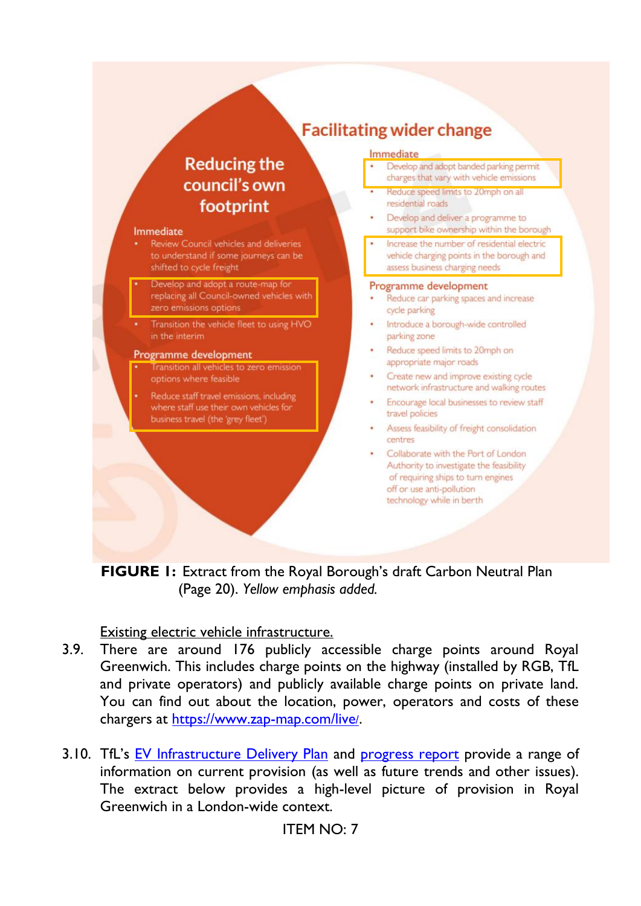## Reducing the council's own footprint

**Immediate**

- Review Council vehicles and deliveries to understand if some journeys can be shifted to cycle freight
- Develop and adopt a route-map for replacing all Council-owned vehicles with zero emissions options
- Transition the vehicle fleet to using HVO in the interim

**Programme development**

- Transition all vehicles to zero emission options where feasible
- Reduce staff travel emissions, including where staff use their own vehicles for business travel (the 'grey fleet')

## Facilitating wider change

**Immediate**

- Develop and adopt banded parking permit charges that vary with vehicle emissions
- Reduce speed limits to 20mph on all residential roads
- Develop and deliver a programme to support bike ownership within the borough
- Increase the number of residential electric vehicle charging points in the borough and assess business charging needs

**Programme development**

- Reduce car parking spaces and increase cycle parking
- Introduce a borough-wide controlled parking zone
- Reduce speed limits to 20mph on appropriate major roads
- Create new and improve existing cycle network infrastructure and walking routes
- Encourage local businesses to review staff travel policies
- Assess feasibility of freight consolidation centres
- Collaborate with the Port of London Authority to investigate the feasibility of requiring ships to turn engines off or use anti-pollution technology while in berth

**FIGURE 1:** Extract from the Royal Borough's draft Carbon Neutral Plan (Page 20). *Yellow emphasis added.*

<u>Existing electric vehicle infrastructure.</u>

3.9. There are around 176 publicly accessible charge points around Royal Greenwich. This includes charge points on the highway (installed by RGB, TfL and private operators) and publicly available charge points on private land. You can find out about the location, power, operators and costs of these chargers at [https://www.zap-map.com/live/](https://www.zap-map.com/live/).

3.10. TfL's [EV Infrastructure Delivery Plan]() and [progress report]() provide a range of information on current provision (as well as future trends and other issues). The extract below provides a high-level picture of provision in Royal Greenwich in a London-wide context.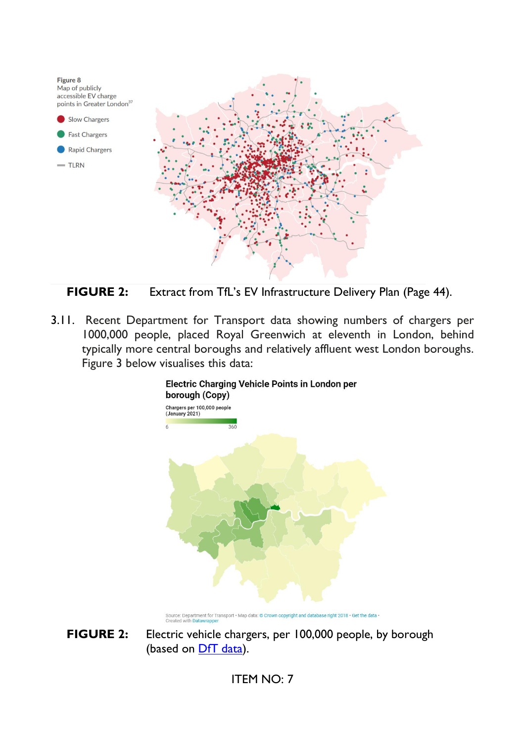Figure 8
Map of publicly accessible EV charge points in Greater London[37]

- Slow Chargers
- Fast Chargers
- Rapid Chargers
- TLRN

**FIGURE 2:** Extract from TfL's EV Infrastructure Delivery Plan (Page 44).

3.11. Recent Department for Transport data showing numbers of chargers per 1000,000 people, placed Royal Greenwich at eleventh in London, behind typically more central boroughs and relatively affluent west London boroughs. Figure 3 below visualises this data:

**Electric Charging Vehicle Points in London per borough (Copy)**

Chargers per 100,000 people (January 2021)

6 — 360

Source: Department for Transport • Map data: © Crown copyright and database right 2018 • Get the data • Created with Datawrapper

**FIGURE 2:** Electric vehicle chargers, per 100,000 people, by borough (based on DfT data).

ITEM NO: 7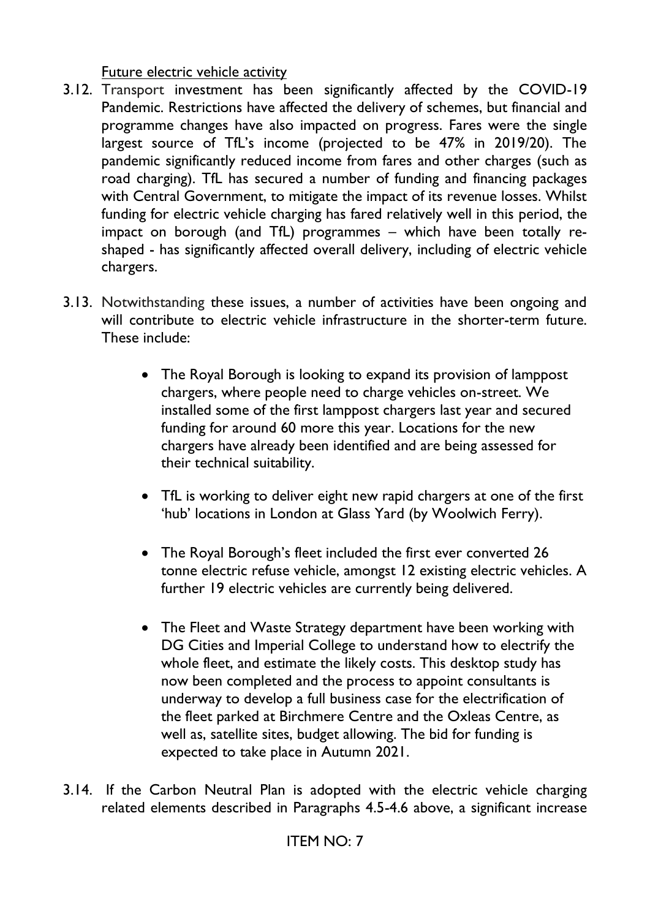Future electric vehicle activity

3.12. Transport investment has been significantly affected by the COVID-19 Pandemic. Restrictions have affected the delivery of schemes, but financial and programme changes have also impacted on progress. Fares were the single largest source of TfL's income (projected to be 47% in 2019/20). The pandemic significantly reduced income from fares and other charges (such as road charging). TfL has secured a number of funding and financing packages with Central Government, to mitigate the impact of its revenue losses. Whilst funding for electric vehicle charging has fared relatively well in this period, the impact on borough (and TfL) programmes – which have been totally re-shaped - has significantly affected overall delivery, including of electric vehicle chargers.

3.13. Notwithstanding these issues, a number of activities have been ongoing and will contribute to electric vehicle infrastructure in the shorter-term future. These include:

- The Royal Borough is looking to expand its provision of lamppost chargers, where people need to charge vehicles on-street. We installed some of the first lamppost chargers last year and secured funding for around 60 more this year. Locations for the new chargers have already been identified and are being assessed for their technical suitability.

- TfL is working to deliver eight new rapid chargers at one of the first 'hub' locations in London at Glass Yard (by Woolwich Ferry).

- The Royal Borough's fleet included the first ever converted 26 tonne electric refuse vehicle, amongst 12 existing electric vehicles. A further 19 electric vehicles are currently being delivered.

- The Fleet and Waste Strategy department have been working with DG Cities and Imperial College to understand how to electrify the whole fleet, and estimate the likely costs. This desktop study has now been completed and the process to appoint consultants is underway to develop a full business case for the electrification of the fleet parked at Birchmere Centre and the Oxleas Centre, as well as, satellite sites, budget allowing. The bid for funding is expected to take place in Autumn 2021.

3.14. If the Carbon Neutral Plan is adopted with the electric vehicle charging related elements described in Paragraphs 4.5-4.6 above, a significant increase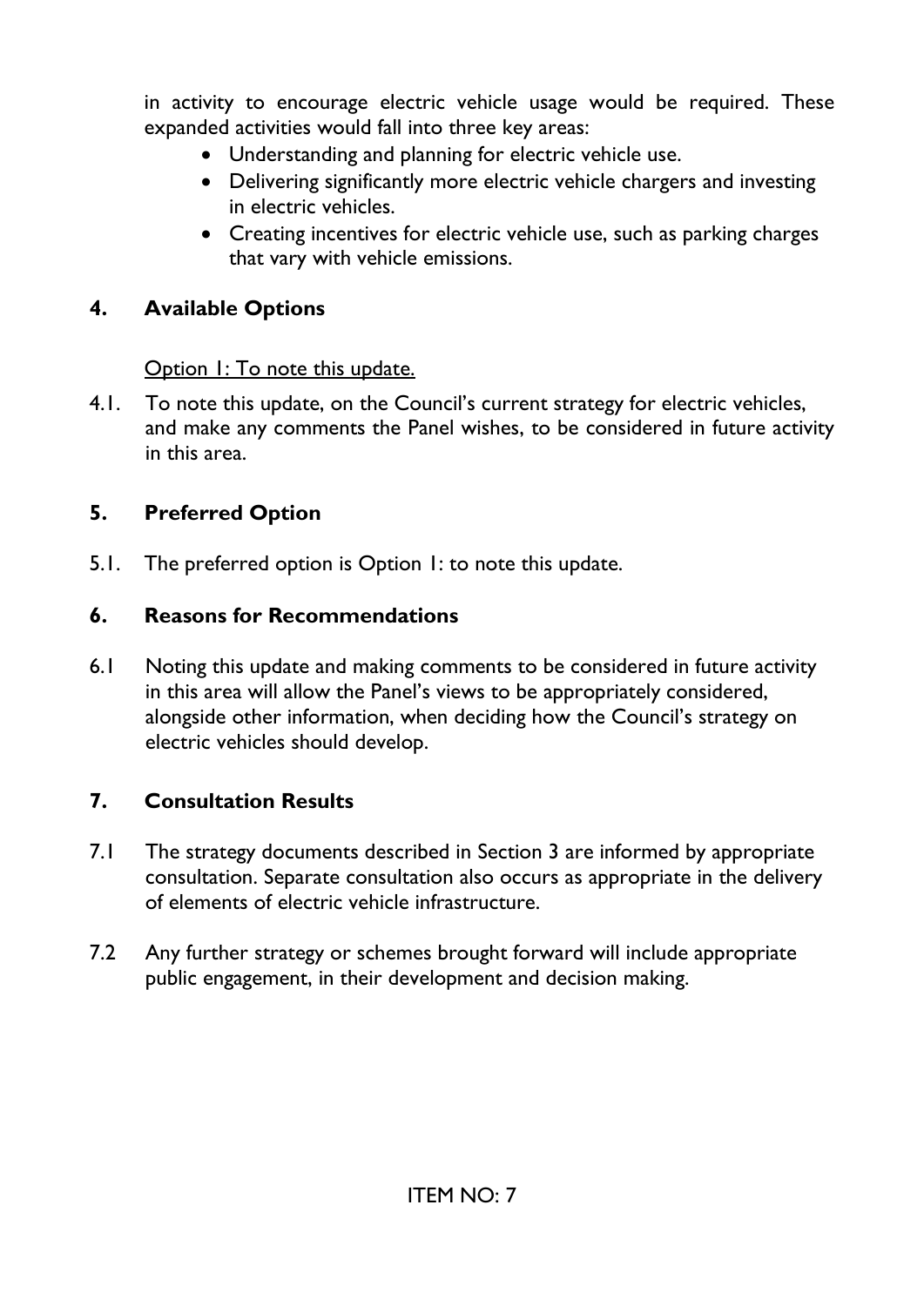in activity to encourage electric vehicle usage would be required. These expanded activities would fall into three key areas:

- Understanding and planning for electric vehicle use.
- Delivering significantly more electric vehicle chargers and investing in electric vehicles.
- Creating incentives for electric vehicle use, such as parking charges that vary with vehicle emissions.

## 4. Available Options

Option 1: To note this update.

4.1. To note this update, on the Council's current strategy for electric vehicles, and make any comments the Panel wishes, to be considered in future activity in this area.

## 5. Preferred Option

5.1. The preferred option is Option 1: to note this update.

## 6. Reasons for Recommendations

6.1 Noting this update and making comments to be considered in future activity in this area will allow the Panel's views to be appropriately considered, alongside other information, when deciding how the Council's strategy on electric vehicles should develop.

## 7. Consultation Results

7.1 The strategy documents described in Section 3 are informed by appropriate consultation. Separate consultation also occurs as appropriate in the delivery of elements of electric vehicle infrastructure.

7.2 Any further strategy or schemes brought forward will include appropriate public engagement, in their development and decision making.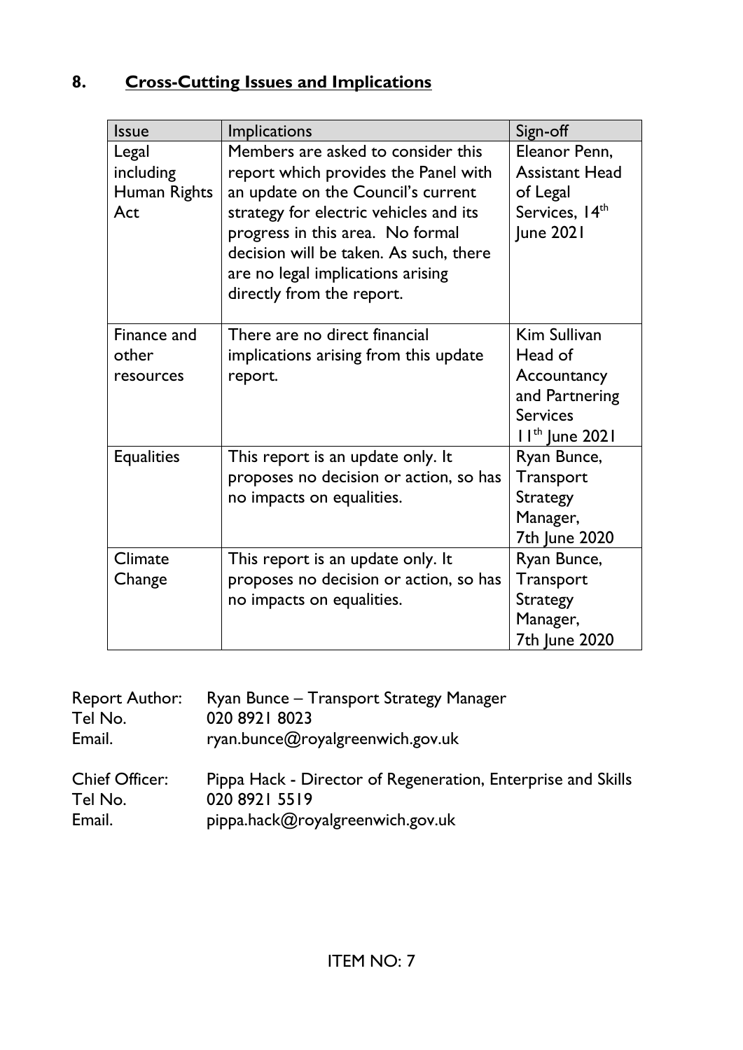## 8. Cross-Cutting Issues and Implications

| Issue | Implications | Sign-off |
|---|---|---|
| Legal including Human Rights Act | Members are asked to consider this report which provides the Panel with an update on the Council's current strategy for electric vehicles and its progress in this area. No formal decision will be taken. As such, there are no legal implications arising directly from the report. | Eleanor Penn, Assistant Head of Legal Services, 14th June 2021 |
| Finance and other resources | There are no direct financial implications arising from this update report. | Kim Sullivan Head of Accountancy and Partnering Services 11th June 2021 |
| Equalities | This report is an update only. It proposes no decision or action, so has no impacts on equalities. | Ryan Bunce, Transport Strategy Manager, 7th June 2020 |
| Climate Change | This report is an update only. It proposes no decision or action, so has no impacts on equalities. | Ryan Bunce, Transport Strategy Manager, 7th June 2020 |

Report Author: Ryan Bunce – Transport Strategy Manager
Tel No. 020 8921 8023
Email. ryan.bunce@royalgreenwich.gov.uk

Chief Officer: Pippa Hack - Director of Regeneration, Enterprise and Skills
Tel No. 020 8921 5519
Email. pippa.hack@royalgreenwich.gov.uk

ITEM NO: 7